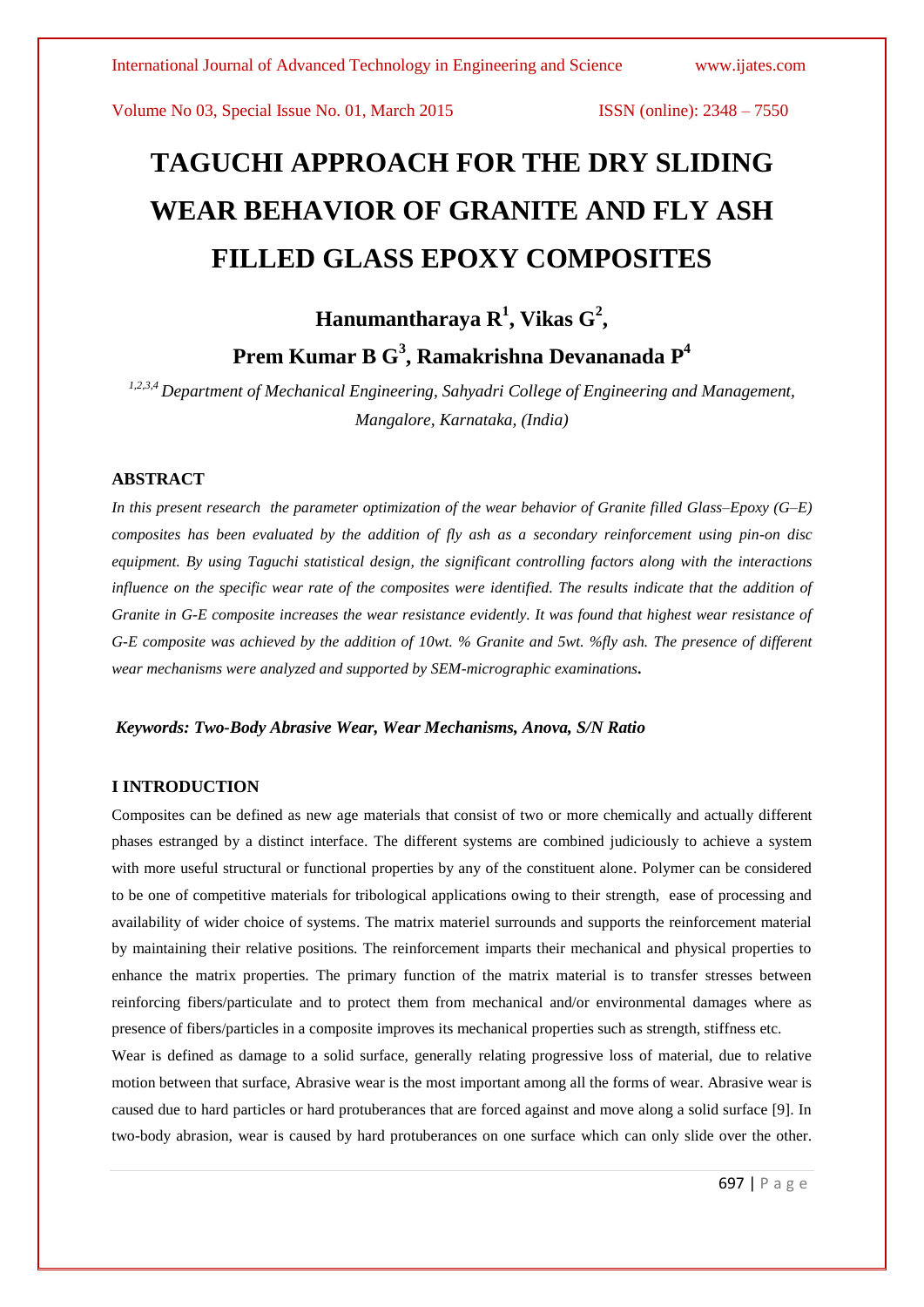# TAGUCHI APPROACH FOR THE DRY SLIDING WEAR BEHAVIOR OF GRANITE AND FLY ASH FILLED GLASS EPOXY COMPOSITES

**Hanumantharaya R[1], Vikas G[2], Prem Kumar B G[3], Ramakrishna Devananada P[4]**

*[1,2,3,4] Department of Mechanical Engineering, Sahyadri College of Engineering and Management, Mangalore, Karnataka, (India)*

### ABSTRACT

*In this present research the parameter optimization of the wear behavior of Granite filled Glass–Epoxy (G–E) composites has been evaluated by the addition of fly ash as a secondary reinforcement using pin-on disc equipment. By using Taguchi statistical design, the significant controlling factors along with the interactions influence on the specific wear rate of the composites were identified. The results indicate that the addition of Granite in G-E composite increases the wear resistance evidently. It was found that highest wear resistance of G-E composite was achieved by the addition of 10wt. % Granite and 5wt. %fly ash. The presence of different wear mechanisms were analyzed and supported by SEM-micrographic examinations.*

***Keywords: Two-Body Abrasive Wear, Wear Mechanisms, Anova, S/N Ratio***

### I INTRODUCTION

Composites can be defined as new age materials that consist of two or more chemically and actually different phases estranged by a distinct interface. The different systems are combined judiciously to achieve a system with more useful structural or functional properties by any of the constituent alone. Polymer can be considered to be one of competitive materials for tribological applications owing to their strength, ease of processing and availability of wider choice of systems. The matrix materiel surrounds and supports the reinforcement material by maintaining their relative positions. The reinforcement imparts their mechanical and physical properties to enhance the matrix properties. The primary function of the matrix material is to transfer stresses between reinforcing fibers/particulate and to protect them from mechanical and/or environmental damages where as presence of fibers/particles in a composite improves its mechanical properties such as strength, stiffness etc.

Wear is defined as damage to a solid surface, generally relating progressive loss of material, due to relative motion between that surface, Abrasive wear is the most important among all the forms of wear. Abrasive wear is caused due to hard particles or hard protuberances that are forced against and move along a solid surface [9]. In two-body abrasion, wear is caused by hard protuberances on one surface which can only slide over the other.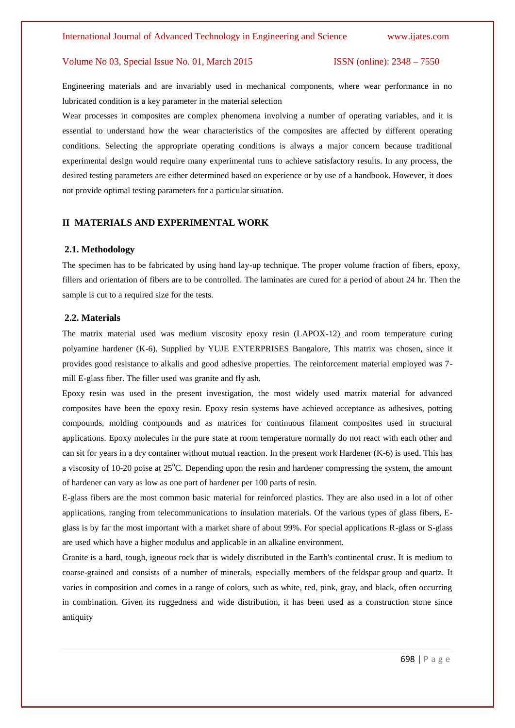Engineering materials and are invariably used in mechanical components, where wear performance in no lubricated condition is a key parameter in the material selection

Wear processes in composites are complex phenomena involving a number of operating variables, and it is essential to understand how the wear characteristics of the composites are affected by different operating conditions. Selecting the appropriate operating conditions is always a major concern because traditional experimental design would require many experimental runs to achieve satisfactory results. In any process, the desired testing parameters are either determined based on experience or by use of a handbook. However, it does not provide optimal testing parameters for a particular situation.

## II MATERIALS AND EXPERIMENTAL WORK

### 2.1. Methodology

The specimen has to be fabricated by using hand lay-up technique. The proper volume fraction of fibers, epoxy, fillers and orientation of fibers are to be controlled. The laminates are cured for a period of about 24 hr. Then the sample is cut to a required size for the tests.

### 2.2. Materials

The matrix material used was medium viscosity epoxy resin (LAPOX-12) and room temperature curing polyamine hardener (K-6). Supplied by YUJE ENTERPRISES Bangalore, This matrix was chosen, since it provides good resistance to alkalis and good adhesive properties. The reinforcement material employed was 7-mill E-glass fiber. The filler used was granite and fly ash.

Epoxy resin was used in the present investigation, the most widely used matrix material for advanced composites have been the epoxy resin. Epoxy resin systems have achieved acceptance as adhesives, potting compounds, molding compounds and as matrices for continuous filament composites used in structural applications. Epoxy molecules in the pure state at room temperature normally do not react with each other and can sit for years in a dry container without mutual reaction. In the present work Hardener (K-6) is used. This has a viscosity of 10-20 poise at $25^{o}$C. Depending upon the resin and hardener compressing the system, the amount of hardener can vary as low as one part of hardener per 100 parts of resin.

E-glass fibers are the most common basic material for reinforced plastics. They are also used in a lot of other applications, ranging from telecommunications to insulation materials. Of the various types of glass fibers, E-glass is by far the most important with a market share of about 99%. For special applications R-glass or S-glass are used which have a higher modulus and applicable in an alkaline environment.

Granite is a hard, tough, igneous rock that is widely distributed in the Earth's continental crust. It is medium to coarse-grained and consists of a number of minerals, especially members of the feldspar group and quartz. It varies in composition and comes in a range of colors, such as white, red, pink, gray, and black, often occurring in combination. Given its ruggedness and wide distribution, it has been used as a construction stone since antiquity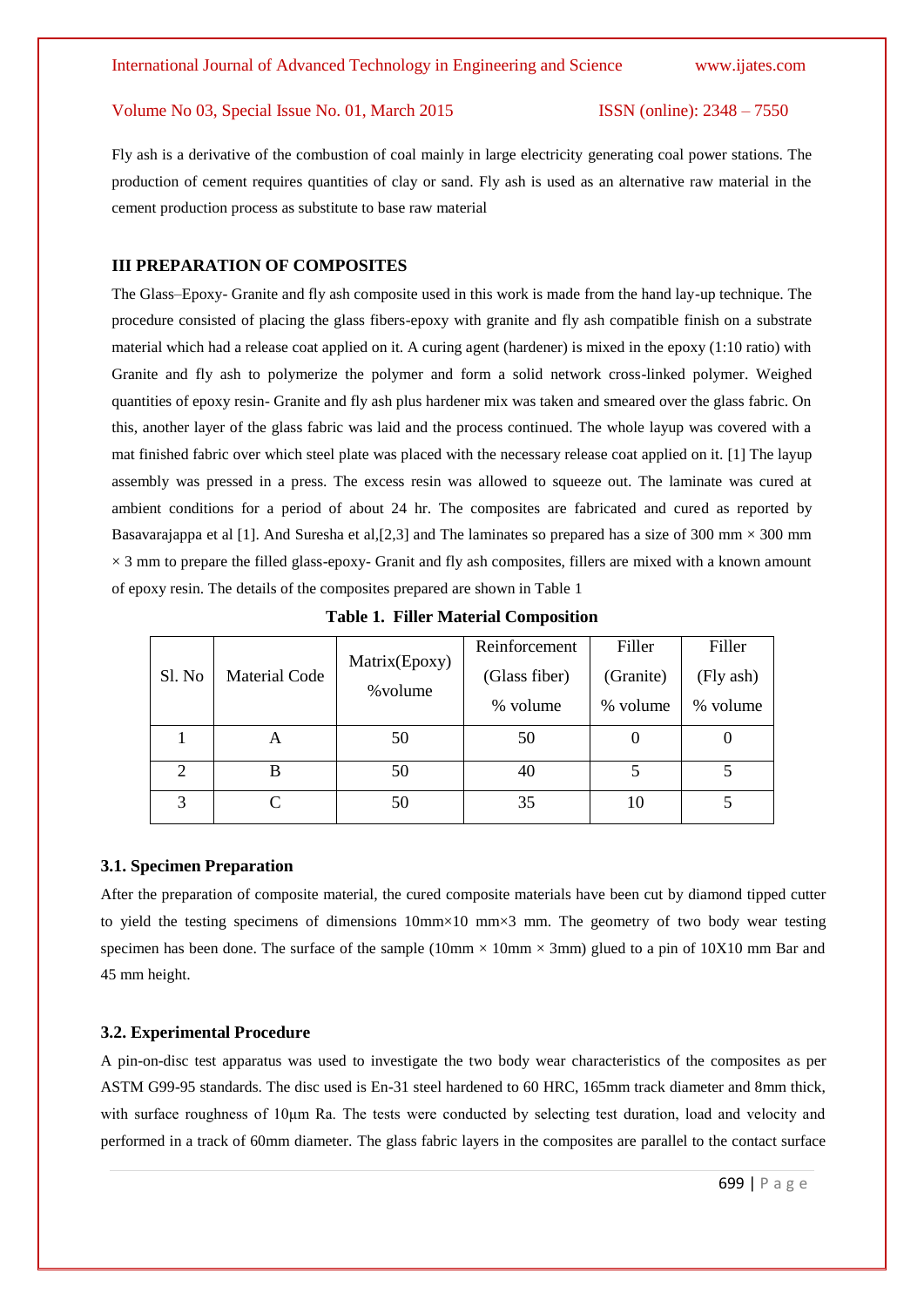Fly ash is a derivative of the combustion of coal mainly in large electricity generating coal power stations. The production of cement requires quantities of clay or sand. Fly ash is used as an alternative raw material in the cement production process as substitute to base raw material

## III PREPARATION OF COMPOSITES

The Glass–Epoxy- Granite and fly ash composite used in this work is made from the hand lay-up technique. The procedure consisted of placing the glass fibers-epoxy with granite and fly ash compatible finish on a substrate material which had a release coat applied on it. A curing agent (hardener) is mixed in the epoxy (1:10 ratio) with Granite and fly ash to polymerize the polymer and form a solid network cross-linked polymer. Weighed quantities of epoxy resin- Granite and fly ash plus hardener mix was taken and smeared over the glass fabric. On this, another layer of the glass fabric was laid and the process continued. The whole layup was covered with a mat finished fabric over which steel plate was placed with the necessary release coat applied on it. [1] The layup assembly was pressed in a press. The excess resin was allowed to squeeze out. The laminate was cured at ambient conditions for a period of about 24 hr. The composites are fabricated and cured as reported by Basavarajappa et al [1]. And Suresha et al,[2,3] and The laminates so prepared has a size of 300 mm × 300 mm × 3 mm to prepare the filled glass-epoxy- Granit and fly ash composites, fillers are mixed with a known amount of epoxy resin. The details of the composites prepared are shown in Table 1

**Table 1. Filler Material Composition**

| Sl. No | Material Code | Matrix(Epoxy) %volume | Reinforcement (Glass fiber) % volume | Filler (Granite) % volume | Filler (Fly ash) % volume |
|---|---|---|---|---|---|
| 1 | A | 50 | 50 | 0 | 0 |
| 2 | B | 50 | 40 | 5 | 5 |
| 3 | C | 50 | 35 | 10 | 5 |

### 3.1. Specimen Preparation

After the preparation of composite material, the cured composite materials have been cut by diamond tipped cutter to yield the testing specimens of dimensions 10mm×10 mm×3 mm. The geometry of two body wear testing specimen has been done. The surface of the sample (10mm × 10mm × 3mm) glued to a pin of 10X10 mm Bar and 45 mm height.

### 3.2. Experimental Procedure

A pin-on-disc test apparatus was used to investigate the two body wear characteristics of the composites as per ASTM G99-95 standards. The disc used is En-31 steel hardened to 60 HRC, 165mm track diameter and 8mm thick, with surface roughness of 10μm Ra. The tests were conducted by selecting test duration, load and velocity and performed in a track of 60mm diameter. The glass fabric layers in the composites are parallel to the contact surface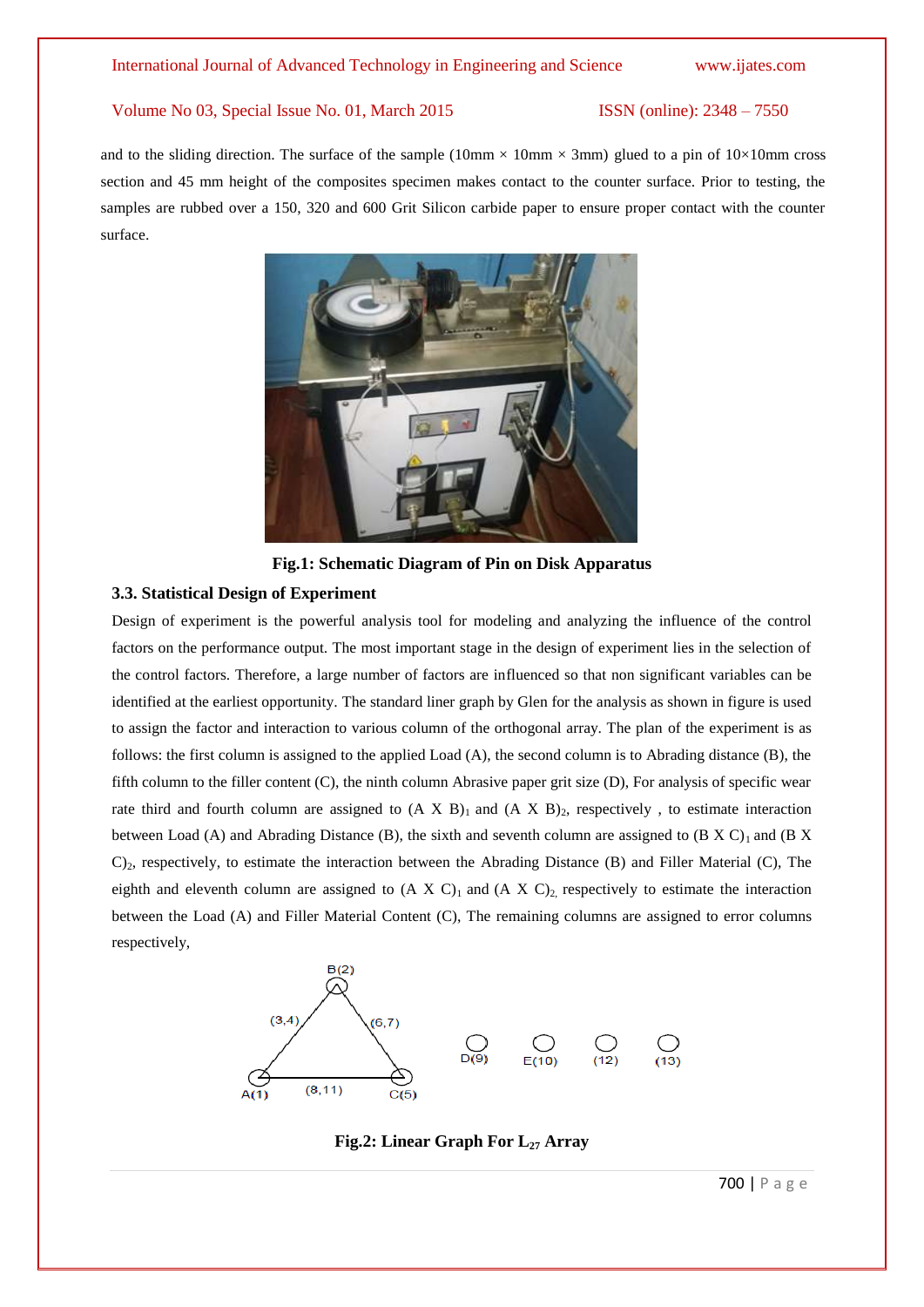and to the sliding direction. The surface of the sample (10mm × 10mm × 3mm) glued to a pin of 10×10mm cross section and 45 mm height of the composites specimen makes contact to the counter surface. Prior to testing, the samples are rubbed over a 150, 320 and 600 Grit Silicon carbide paper to ensure proper contact with the counter surface.

**Fig.1: Schematic Diagram of Pin on Disk Apparatus**

### 3.3. Statistical Design of Experiment

Design of experiment is the powerful analysis tool for modeling and analyzing the influence of the control factors on the performance output. The most important stage in the design of experiment lies in the selection of the control factors. Therefore, a large number of factors are influenced so that non significant variables can be identified at the earliest opportunity. The standard liner graph by Glen for the analysis as shown in figure is used to assign the factor and interaction to various column of the orthogonal array. The plan of the experiment is as follows: the first column is assigned to the applied Load (A), the second column is to Abrading distance (B), the fifth column to the filler content (C), the ninth column Abrasive paper grit size (D), For analysis of specific wear rate third and fourth column are assigned to $(A \times B)_1$ and $(A \times B)_2$, respectively , to estimate interaction between Load (A) and Abrading Distance (B), the sixth and seventh column are assigned to $(B \times C)_1$ and $(B \times C)_2$, respectively, to estimate the interaction between the Abrading Distance (B) and Filler Material (C), The eighth and eleventh column are assigned to $(A \times C)_1$ and $(A \times C)_2$, respectively to estimate the interaction between the Load (A) and Filler Material Content (C), The remaining columns are assigned to error columns respectively,

**Fig.2: Linear Graph For $L_{27}$ Array**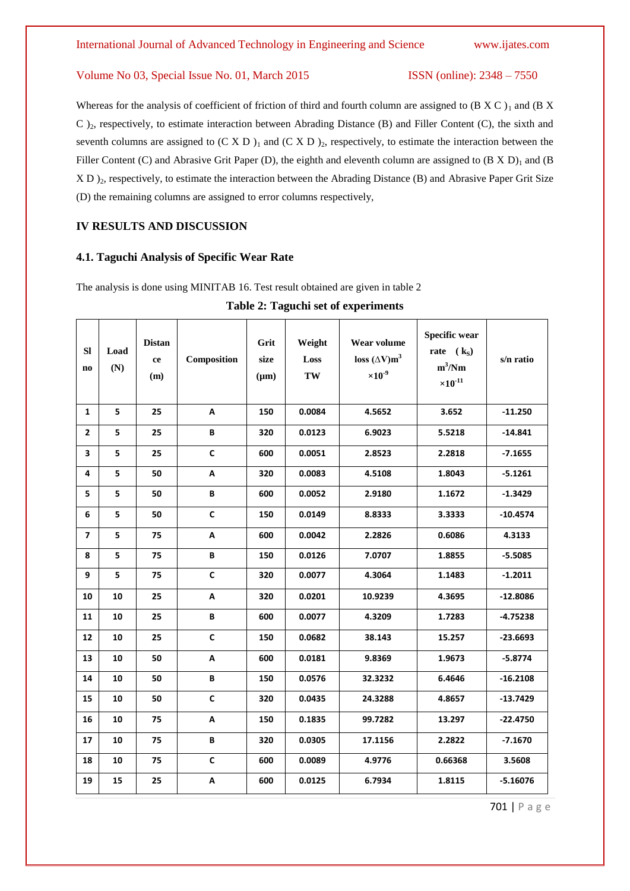Whereas for the analysis of coefficient of friction of third and fourth column are assigned to $(B \times C)_1$ and $(B \times C)_2$, respectively, to estimate interaction between Abrading Distance (B) and Filler Content (C), the sixth and seventh columns are assigned to $(C \times D)_1$ and $(C \times D)_2$, respectively, to estimate the interaction between the Filler Content (C) and Abrasive Grit Paper (D), the eighth and eleventh column are assigned to $(B \times D)_1$ and $(B \times D)_2$, respectively, to estimate the interaction between the Abrading Distance (B) and Abrasive Paper Grit Size (D) the remaining columns are assigned to error columns respectively,

## IV RESULTS AND DISCUSSION

### 4.1. Taguchi Analysis of Specific Wear Rate

The analysis is done using MINITAB 16. Test result obtained are given in table 2

**Table 2: Taguchi set of experiments**

| Sl no | Load (N) | Distance (m) | Composition | Grit size (μm) | Weight Loss TW | Wear volume loss ($\Delta$V)$m^3$ $\times 10^{-9}$ | Specific wear rate ($k_S$) $m^3$/Nm $\times 10^{-11}$ | s/n ratio |
|---|---|---|---|---|---|---|---|---|
| 1 | 5 | 25 | A | 150 | 0.0084 | 4.5652 | 3.652 | -11.250 |
| 2 | 5 | 25 | B | 320 | 0.0123 | 6.9023 | 5.5218 | -14.841 |
| 3 | 5 | 25 | C | 600 | 0.0051 | 2.8523 | 2.2818 | -7.1655 |
| 4 | 5 | 50 | A | 320 | 0.0083 | 4.5108 | 1.8043 | -5.1261 |
| 5 | 5 | 50 | B | 600 | 0.0052 | 2.9180 | 1.1672 | -1.3429 |
| 6 | 5 | 50 | C | 150 | 0.0149 | 8.8333 | 3.3333 | -10.4574 |
| 7 | 5 | 75 | A | 600 | 0.0042 | 2.2826 | 0.6086 | 4.3133 |
| 8 | 5 | 75 | B | 150 | 0.0126 | 7.0707 | 1.8855 | -5.5085 |
| 9 | 5 | 75 | C | 320 | 0.0077 | 4.3064 | 1.1483 | -1.2011 |
| 10 | 10 | 25 | A | 320 | 0.0201 | 10.9239 | 4.3695 | -12.8086 |
| 11 | 10 | 25 | B | 600 | 0.0077 | 4.3209 | 1.7283 | -4.75238 |
| 12 | 10 | 25 | C | 150 | 0.0682 | 38.143 | 15.257 | -23.6693 |
| 13 | 10 | 50 | A | 600 | 0.0181 | 9.8369 | 1.9673 | -5.8774 |
| 14 | 10 | 50 | B | 150 | 0.0576 | 32.3232 | 6.4646 | -16.2108 |
| 15 | 10 | 50 | C | 320 | 0.0435 | 24.3288 | 4.8657 | -13.7429 |
| 16 | 10 | 75 | A | 150 | 0.1835 | 99.7282 | 13.297 | -22.4750 |
| 17 | 10 | 75 | B | 320 | 0.0305 | 17.1156 | 2.2822 | -7.1670 |
| 18 | 10 | 75 | C | 600 | 0.0089 | 4.9776 | 0.66368 | 3.5608 |
| 19 | 15 | 25 | A | 600 | 0.0125 | 6.7934 | 1.8115 | -5.16076 |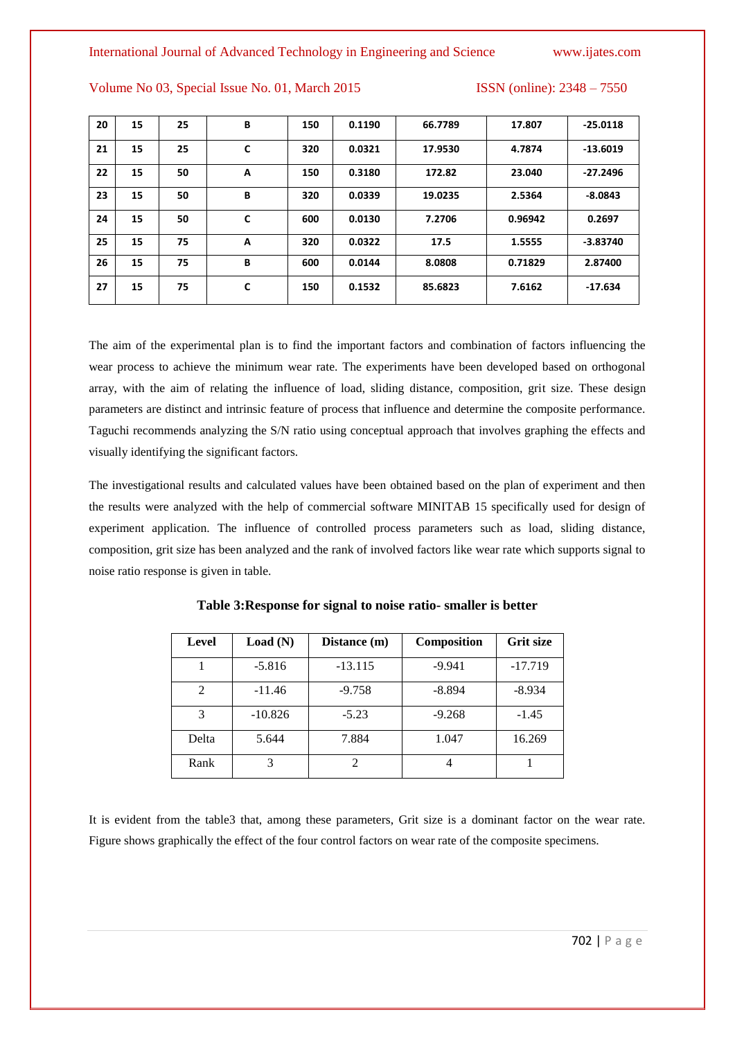| 20 | 15 | 25 | B | 150 | 0.1190 | 66.7789 | 17.807 | -25.0118 |
|---|---|---|---|---|---|---|---|---|
| 21 | 15 | 25 | C | 320 | 0.0321 | 17.9530 | 4.7874 | -13.6019 |
| 22 | 15 | 50 | A | 150 | 0.3180 | 172.82 | 23.040 | -27.2496 |
| 23 | 15 | 50 | B | 320 | 0.0339 | 19.0235 | 2.5364 | -8.0843 |
| 24 | 15 | 50 | C | 600 | 0.0130 | 7.2706 | 0.96942 | 0.2697 |
| 25 | 15 | 75 | A | 320 | 0.0322 | 17.5 | 1.5555 | -3.83740 |
| 26 | 15 | 75 | B | 600 | 0.0144 | 8.0808 | 0.71829 | 2.87400 |
| 27 | 15 | 75 | C | 150 | 0.1532 | 85.6823 | 7.6162 | -17.634 |

The aim of the experimental plan is to find the important factors and combination of factors influencing the wear process to achieve the minimum wear rate. The experiments have been developed based on orthogonal array, with the aim of relating the influence of load, sliding distance, composition, grit size. These design parameters are distinct and intrinsic feature of process that influence and determine the composite performance. Taguchi recommends analyzing the S/N ratio using conceptual approach that involves graphing the effects and visually identifying the significant factors.

The investigational results and calculated values have been obtained based on the plan of experiment and then the results were analyzed with the help of commercial software MINITAB 15 specifically used for design of experiment application. The influence of controlled process parameters such as load, sliding distance, composition, grit size has been analyzed and the rank of involved factors like wear rate which supports signal to noise ratio response is given in table.

**Table 3:Response for signal to noise ratio- smaller is better**

| Level | Load (N) | Distance (m) | Composition | Grit size |
|---|---|---|---|---|
| 1 | -5.816 | -13.115 | -9.941 | -17.719 |
| 2 | -11.46 | -9.758 | -8.894 | -8.934 |
| 3 | -10.826 | -5.23 | -9.268 | -1.45 |
| Delta | 5.644 | 7.884 | 1.047 | 16.269 |
| Rank | 3 | 2 | 4 | 1 |

It is evident from the table3 that, among these parameters, Grit size is a dominant factor on the wear rate. Figure shows graphically the effect of the four control factors on wear rate of the composite specimens.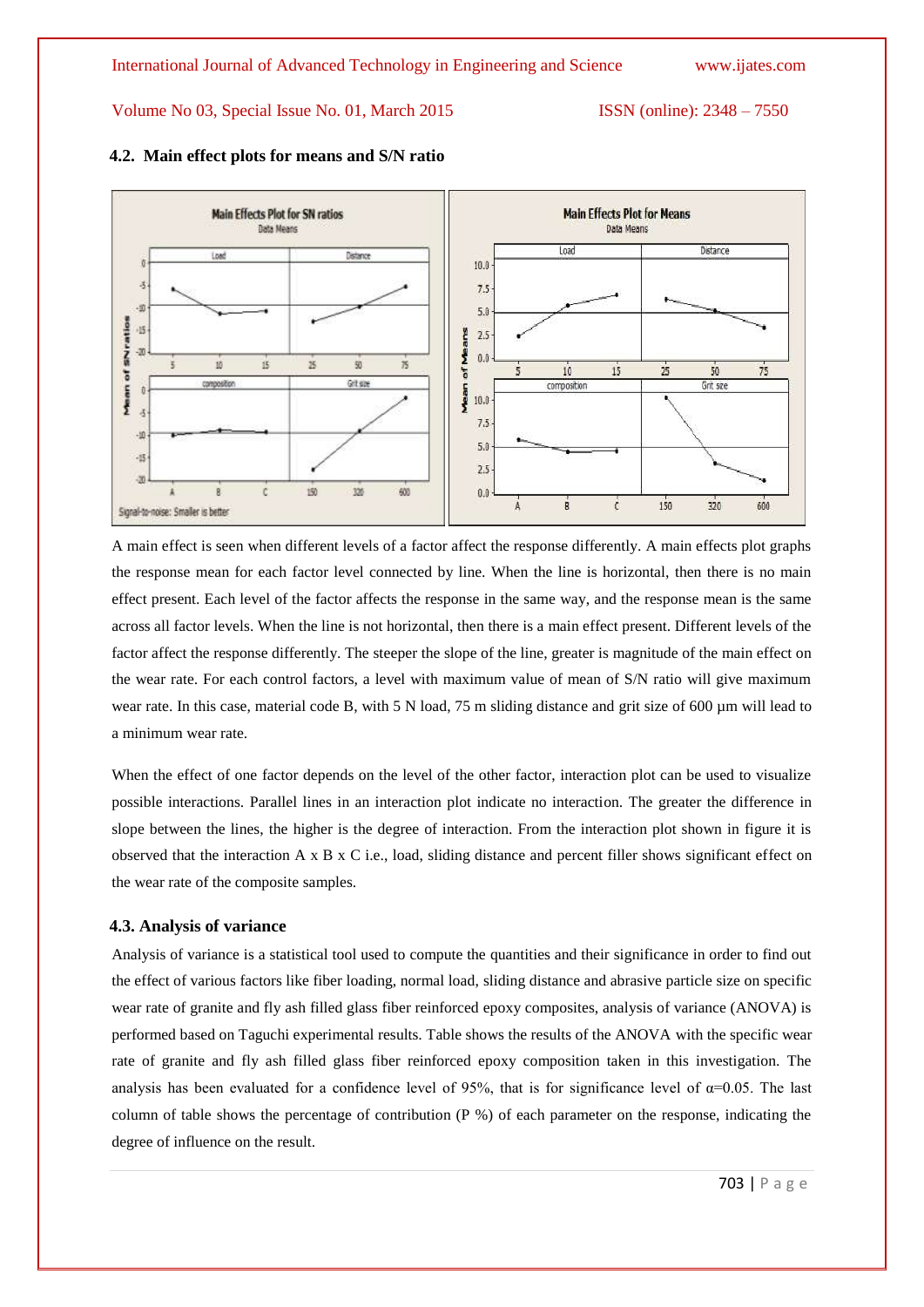### 4.2. Main effect plots for means and S/N ratio

A main effect is seen when different levels of a factor affect the response differently. A main effects plot graphs the response mean for each factor level connected by line. When the line is horizontal, then there is no main effect present. Each level of the factor affects the response in the same way, and the response mean is the same across all factor levels. When the line is not horizontal, then there is a main effect present. Different levels of the factor affect the response differently. The steeper the slope of the line, greater is magnitude of the main effect on the wear rate. For each control factors, a level with maximum value of mean of S/N ratio will give maximum wear rate. In this case, material code B, with 5 N load, 75 m sliding distance and grit size of 600 µm will lead to a minimum wear rate.

When the effect of one factor depends on the level of the other factor, interaction plot can be used to visualize possible interactions. Parallel lines in an interaction plot indicate no interaction. The greater the difference in slope between the lines, the higher is the degree of interaction. From the interaction plot shown in figure it is observed that the interaction A x B x C i.e., load, sliding distance and percent filler shows significant effect on the wear rate of the composite samples.

### 4.3. Analysis of variance

Analysis of variance is a statistical tool used to compute the quantities and their significance in order to find out the effect of various factors like fiber loading, normal load, sliding distance and abrasive particle size on specific wear rate of granite and fly ash filled glass fiber reinforced epoxy composites, analysis of variance (ANOVA) is performed based on Taguchi experimental results. Table shows the results of the ANOVA with the specific wear rate of granite and fly ash filled glass fiber reinforced epoxy composition taken in this investigation. The analysis has been evaluated for a confidence level of 95%, that is for significance level of $\alpha=0.05$. The last column of table shows the percentage of contribution (P %) of each parameter on the response, indicating the degree of influence on the result.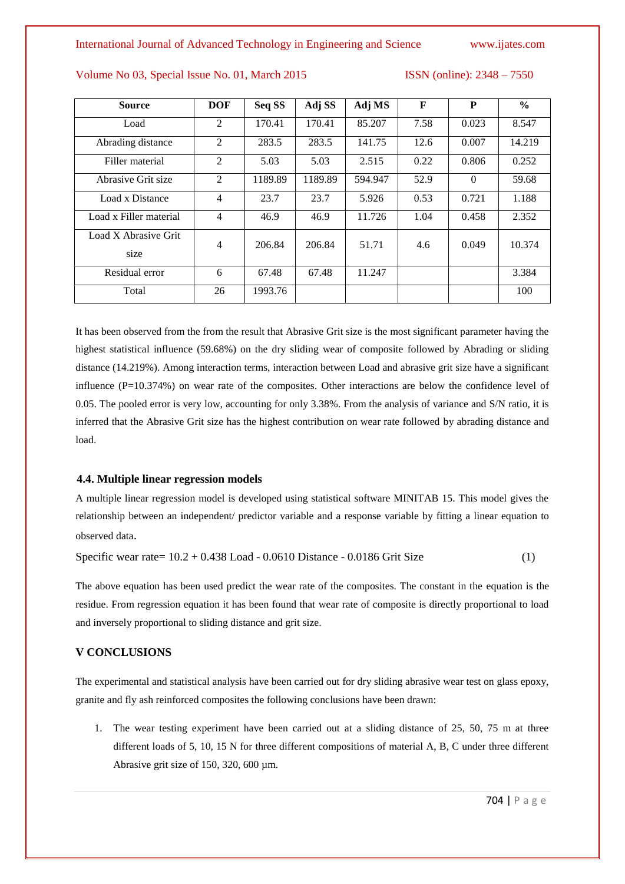| Source | DOF | Seq SS | Adj SS | Adj MS | F | P | % |
|---|---|---|---|---|---|---|---|
| Load | 2 | 170.41 | 170.41 | 85.207 | 7.58 | 0.023 | 8.547 |
| Abrading distance | 2 | 283.5 | 283.5 | 141.75 | 12.6 | 0.007 | 14.219 |
| Filler material | 2 | 5.03 | 5.03 | 2.515 | 0.22 | 0.806 | 0.252 |
| Abrasive Grit size | 2 | 1189.89 | 1189.89 | 594.947 | 52.9 | 0 | 59.68 |
| Load x Distance | 4 | 23.7 | 23.7 | 5.926 | 0.53 | 0.721 | 1.188 |
| Load x Filler material | 4 | 46.9 | 46.9 | 11.726 | 1.04 | 0.458 | 2.352 |
| Load X Abrasive Grit size | 4 | 206.84 | 206.84 | 51.71 | 4.6 | 0.049 | 10.374 |
| Residual error | 6 | 67.48 | 67.48 | 11.247 | | | 3.384 |
| Total | 26 | 1993.76 | | | | | 100 |

It has been observed from the from the result that Abrasive Grit size is the most significant parameter having the highest statistical influence (59.68%) on the dry sliding wear of composite followed by Abrading or sliding distance (14.219%). Among interaction terms, interaction between Load and abrasive grit size have a significant influence (P=10.374%) on wear rate of the composites. Other interactions are below the confidence level of 0.05. The pooled error is very low, accounting for only 3.38%. From the analysis of variance and S/N ratio, it is inferred that the Abrasive Grit size has the highest contribution on wear rate followed by abrading distance and load.

### 4.4. Multiple linear regression models

A multiple linear regression model is developed using statistical software MINITAB 15. This model gives the relationship between an independent/ predictor variable and a response variable by fitting a linear equation to observed data.

$$\text{Specific wear rate} = 10.2 + 0.438\ \text{Load} - 0.0610\ \text{Distance} - 0.0186\ \text{Grit Size} \qquad (1)$$

The above equation has been used predict the wear rate of the composites. The constant in the equation is the residue. From regression equation it has been found that wear rate of composite is directly proportional to load and inversely proportional to sliding distance and grit size.

## V CONCLUSIONS

The experimental and statistical analysis have been carried out for dry sliding abrasive wear test on glass epoxy, granite and fly ash reinforced composites the following conclusions have been drawn:

1. The wear testing experiment have been carried out at a sliding distance of 25, 50, 75 m at three different loads of 5, 10, 15 N for three different compositions of material A, B, C under three different Abrasive grit size of 150, 320, 600 µm.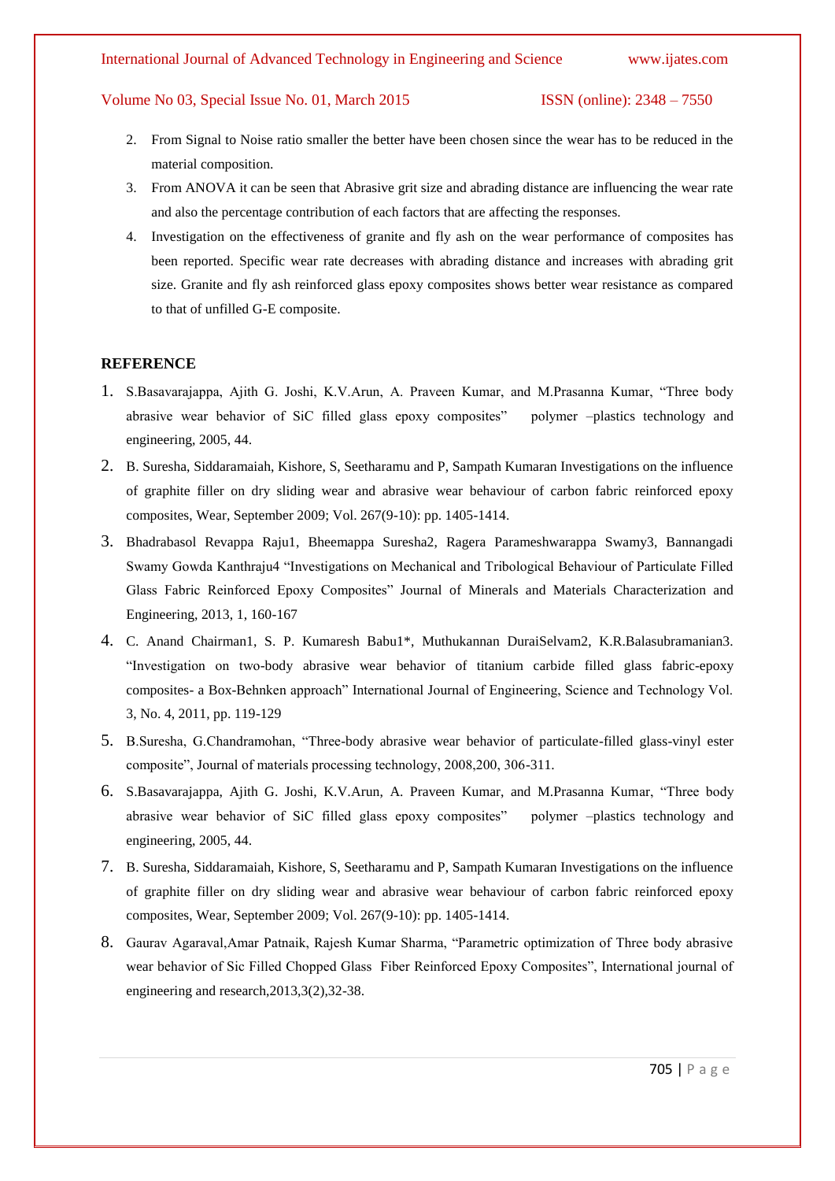2. From Signal to Noise ratio smaller the better have been chosen since the wear has to be reduced in the material composition.
3. From ANOVA it can be seen that Abrasive grit size and abrading distance are influencing the wear rate and also the percentage contribution of each factors that are affecting the responses.
4. Investigation on the effectiveness of granite and fly ash on the wear performance of composites has been reported. Specific wear rate decreases with abrading distance and increases with abrading grit size. Granite and fly ash reinforced glass epoxy composites shows better wear resistance as compared to that of unfilled G-E composite.

## REFERENCE

1. S.Basavarajappa, Ajith G. Joshi, K.V.Arun, A. Praveen Kumar, and M.Prasanna Kumar, "Three body abrasive wear behavior of SiC filled glass epoxy composites" polymer –plastics technology and engineering, 2005, 44.
2. B. Suresha, Siddaramaiah, Kishore, S, Seetharamu and P, Sampath Kumaran Investigations on the influence of graphite filler on dry sliding wear and abrasive wear behaviour of carbon fabric reinforced epoxy composites, Wear, September 2009; Vol. 267(9-10): pp. 1405-1414.
3. Bhadrabasol Revappa Raju1, Bheemappa Suresha2, Ragera Parameshwarappa Swamy3, Bannangadi Swamy Gowda Kanthraju4 "Investigations on Mechanical and Tribological Behaviour of Particulate Filled Glass Fabric Reinforced Epoxy Composites" Journal of Minerals and Materials Characterization and Engineering, 2013, 1, 160-167
4. C. Anand Chairman1, S. P. Kumaresh Babu1*, Muthukannan DuraiSelvam2, K.R.Balasubramanian3. "Investigation on two-body abrasive wear behavior of titanium carbide filled glass fabric-epoxy composites- a Box-Behnken approach" International Journal of Engineering, Science and Technology Vol. 3, No. 4, 2011, pp. 119-129
5. B.Suresha, G.Chandramohan, "Three-body abrasive wear behavior of particulate-filled glass-vinyl ester composite", Journal of materials processing technology, 2008,200, 306-311.
6. S.Basavarajappa, Ajith G. Joshi, K.V.Arun, A. Praveen Kumar, and M.Prasanna Kumar, "Three body abrasive wear behavior of SiC filled glass epoxy composites" polymer –plastics technology and engineering, 2005, 44.
7. B. Suresha, Siddaramaiah, Kishore, S, Seetharamu and P, Sampath Kumaran Investigations on the influence of graphite filler on dry sliding wear and abrasive wear behaviour of carbon fabric reinforced epoxy composites, Wear, September 2009; Vol. 267(9-10): pp. 1405-1414.
8. Gaurav Agaraval,Amar Patnaik, Rajesh Kumar Sharma, "Parametric optimization of Three body abrasive wear behavior of Sic Filled Chopped Glass Fiber Reinforced Epoxy Composites", International journal of engineering and research,2013,3(2),32-38.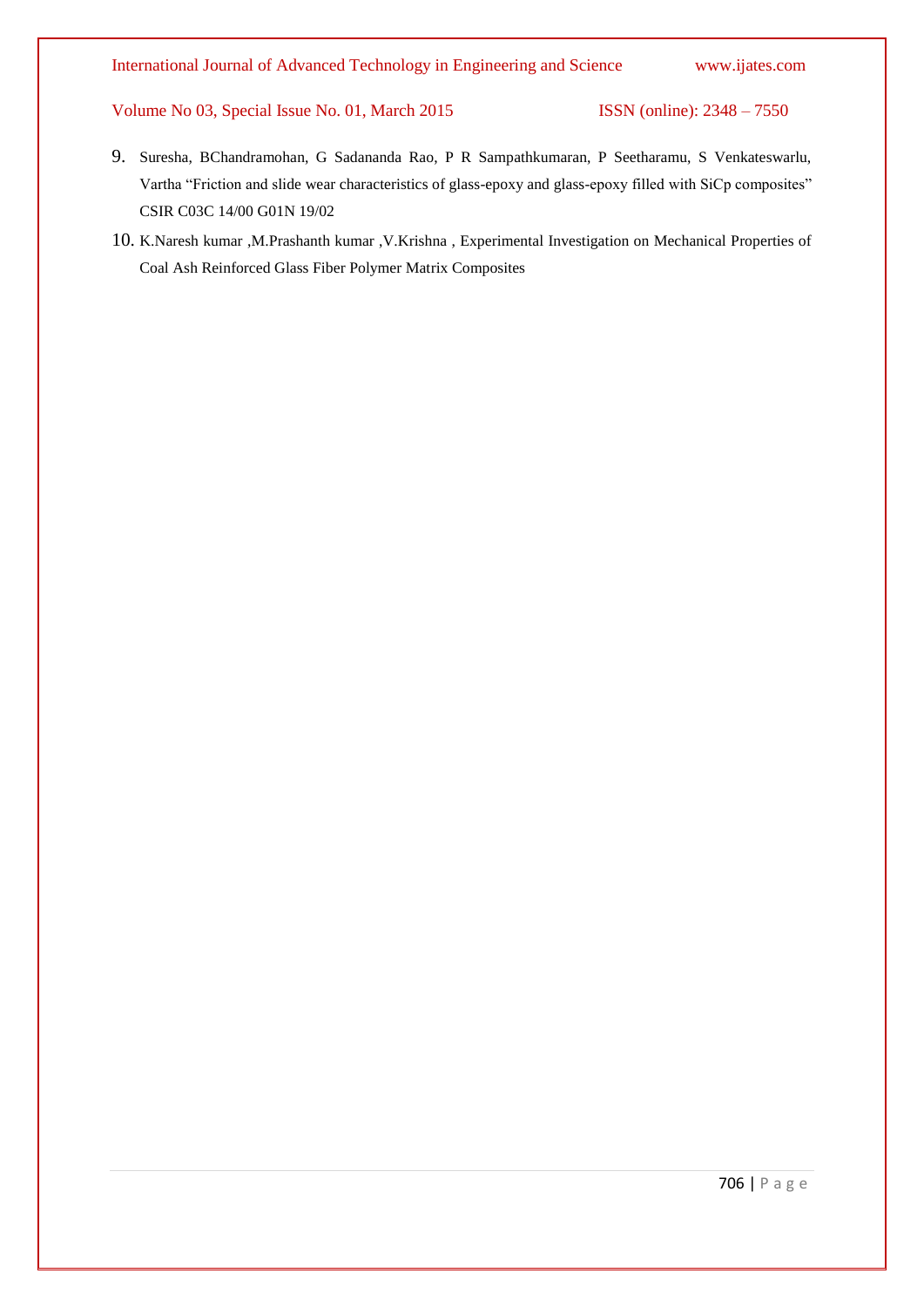9. Suresha, BChandramohan, G Sadananda Rao, P R Sampathkumaran, P Seetharamu, S Venkateswarlu, Vartha "Friction and slide wear characteristics of glass-epoxy and glass-epoxy filled with SiCp composites" CSIR C03C 14/00 G01N 19/02
10. K.Naresh kumar ,M.Prashanth kumar ,V.Krishna , Experimental Investigation on Mechanical Properties of Coal Ash Reinforced Glass Fiber Polymer Matrix Composites